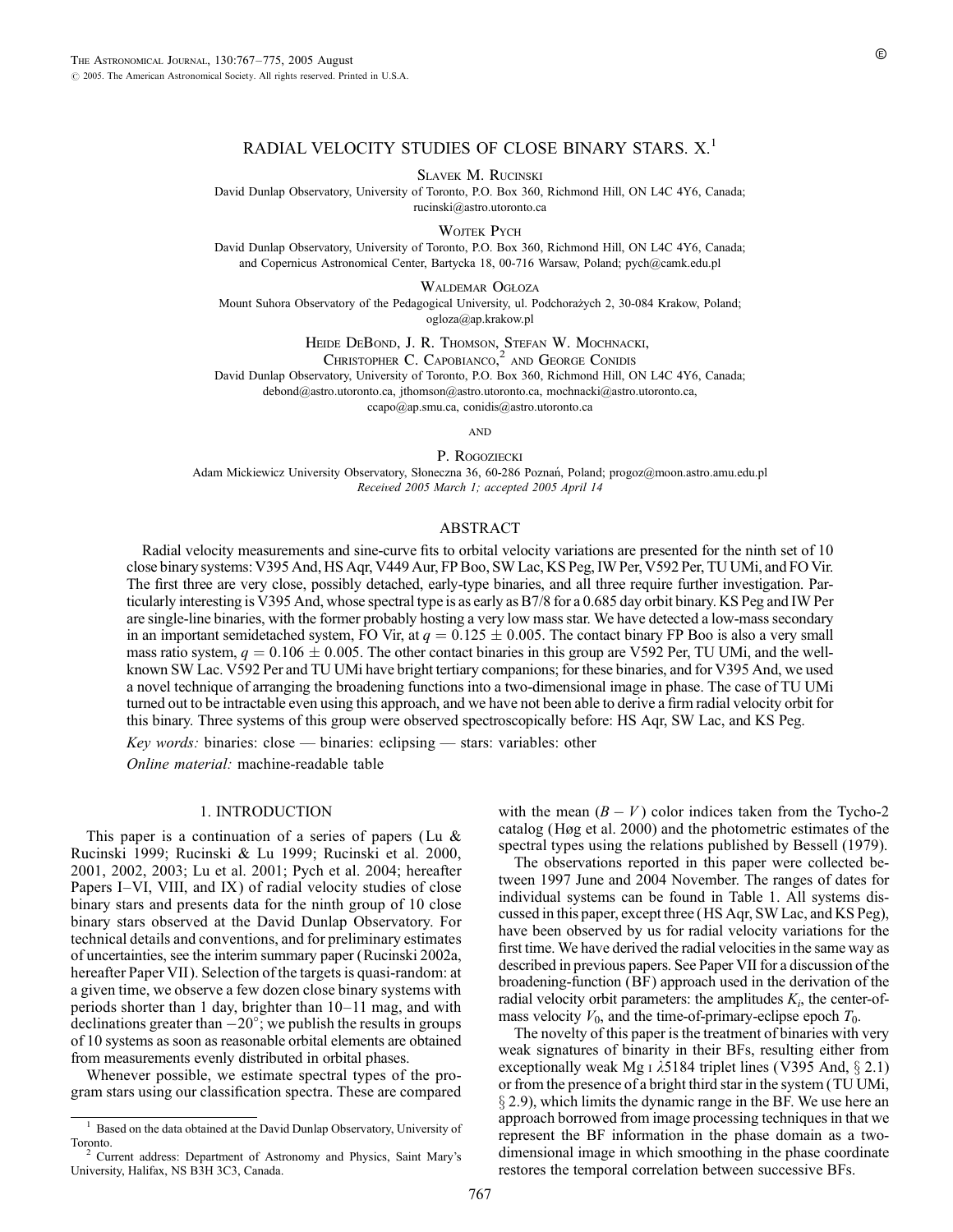# RADIAL VELOCITY STUDIES OF CLOSE BINARY STARS. X.[1]

Slavek M. Rucinski

David Dunlap Observatory, University of Toronto, P.O. Box 360, Richmond Hill, ON L4C 4Y6, Canada; rucinski@astro.utoronto.ca

Wojtek Pych

David Dunlap Observatory, University of Toronto, P.O. Box 360, Richmond Hill, ON L4C 4Y6, Canada; and Copernicus Astronomical Center, Bartycka 18, 00-716 Warsaw, Poland; pych@camk.edu.pl

Waldemar Ogłoza

Mount Suhora Observatory of the Pedagogical University, ul. Podchorażych 2, 30-084 Krakow, Poland; ogloza@ap.krakow.pl

Heide DeBond, J. R. Thomson, Stefan W. Mochnacki, Christopher C. Capobianco,[2] and George Conidis

David Dunlap Observatory, University of Toronto, P.O. Box 360, Richmond Hill, ON L4C 4Y6, Canada; debond@astro.utoronto.ca, jthomson@astro.utoronto.ca, mochnacki@astro.utoronto.ca, ccapo@ap.smu.ca, conidis@astro.utoronto.ca

and

P. Rogoziecki

Adam Mickiewicz University Observatory, Słoneczna 36, 60-286 Poznań, Poland; progoz@moon.astro.amu.edu.pl

*Received 2005 March 1; accepted 2005 April 14*

## ABSTRACT

Radial velocity measurements and sine-curve fits to orbital velocity variations are presented for the ninth set of 10 close binary systems: V395 And, HS Aqr, V449 Aur, FP Boo, SW Lac, KS Peg, IW Per, V592 Per, TU UMi, and FO Vir. The first three are very close, possibly detached, early-type binaries, and all three require further investigation. Particularly interesting is V395 And, whose spectral type is as early as B7/8 for a 0.685 day orbit binary. KS Peg and IW Per are single-line binaries, with the former probably hosting a very low mass star. We have detected a low-mass secondary in an important semidetached system, FO Vir, at $q = 0.125 \pm 0.005$. The contact binary FP Boo is also a very small mass ratio system, $q = 0.106 \pm 0.005$. The other contact binaries in this group are V592 Per, TU UMi, and the well-known SW Lac. V592 Per and TU UMi have bright tertiary companions; for these binaries, and for V395 And, we used a novel technique of arranging the broadening functions into a two-dimensional image in phase. The case of TU UMi turned out to be intractable even using this approach, and we have not been able to derive a firm radial velocity orbit for this binary. Three systems of this group were observed spectroscopically before: HS Aqr, SW Lac, and KS Peg.

*Key words:* binaries: close — binaries: eclipsing — stars: variables: other

*Online material:* machine-readable table

## 1. INTRODUCTION

This paper is a continuation of a series of papers (Lu & Rucinski 1999; Rucinski & Lu 1999; Rucinski et al. 2000, 2001, 2002, 2003; Lu et al. 2001; Pych et al. 2004; hereafter Papers I–VI, VIII, and IX) of radial velocity studies of close binary stars and presents data for the ninth group of 10 close binary stars observed at the David Dunlap Observatory. For technical details and conventions, and for preliminary estimates of uncertainties, see the interim summary paper (Rucinski 2002a, hereafter Paper VII). Selection of the targets is quasi-random: at a given time, we observe a few dozen close binary systems with periods shorter than 1 day, brighter than 10–11 mag, and with declinations greater than $-20°$; we publish the results in groups of 10 systems as soon as reasonable orbital elements are obtained from measurements evenly distributed in orbital phases.

Whenever possible, we estimate spectral types of the program stars using our classification spectra. These are compared with the mean $(B-V)$ color indices taken from the Tycho-2 catalog (Høg et al. 2000) and the photometric estimates of the spectral types using the relations published by Bessell (1979).

The observations reported in this paper were collected between 1997 June and 2004 November. The ranges of dates for individual systems can be found in Table 1. All systems discussed in this paper, except three (HS Aqr, SW Lac, and KS Peg), have been observed by us for radial velocities variations for the first time. We have derived the radial velocities in the same way as described in previous papers. See Paper VII for a discussion of the broadening-function (BF) approach used in the derivation of the radial velocity orbit parameters: the amplitudes $K_i$, the center-of-mass velocity $V_0$, and the time-of-primary-eclipse epoch $T_0$.

The novelty of this paper is the treatment of binaries with very weak signatures of binarity in their BFs, resulting either from exceptionally weak Mg I $\lambda$5184 triplet lines (V395 And, § 2.1) or from the presence of a bright third star in the system (TU UMi, § 2.9), which limits the dynamic range in the BF. We use here an approach borrowed from image processing techniques in that we represent the BF information in the phase domain as a two-dimensional image in which smoothing in the phase coordinate restores the temporal correlation between successive BFs.

---

[1] Based on the data obtained at the David Dunlap Observatory, University of Toronto.

[2] Current address: Department of Astronomy and Physics, Saint Mary's University, Halifax, NS B3H 3C3, Canada.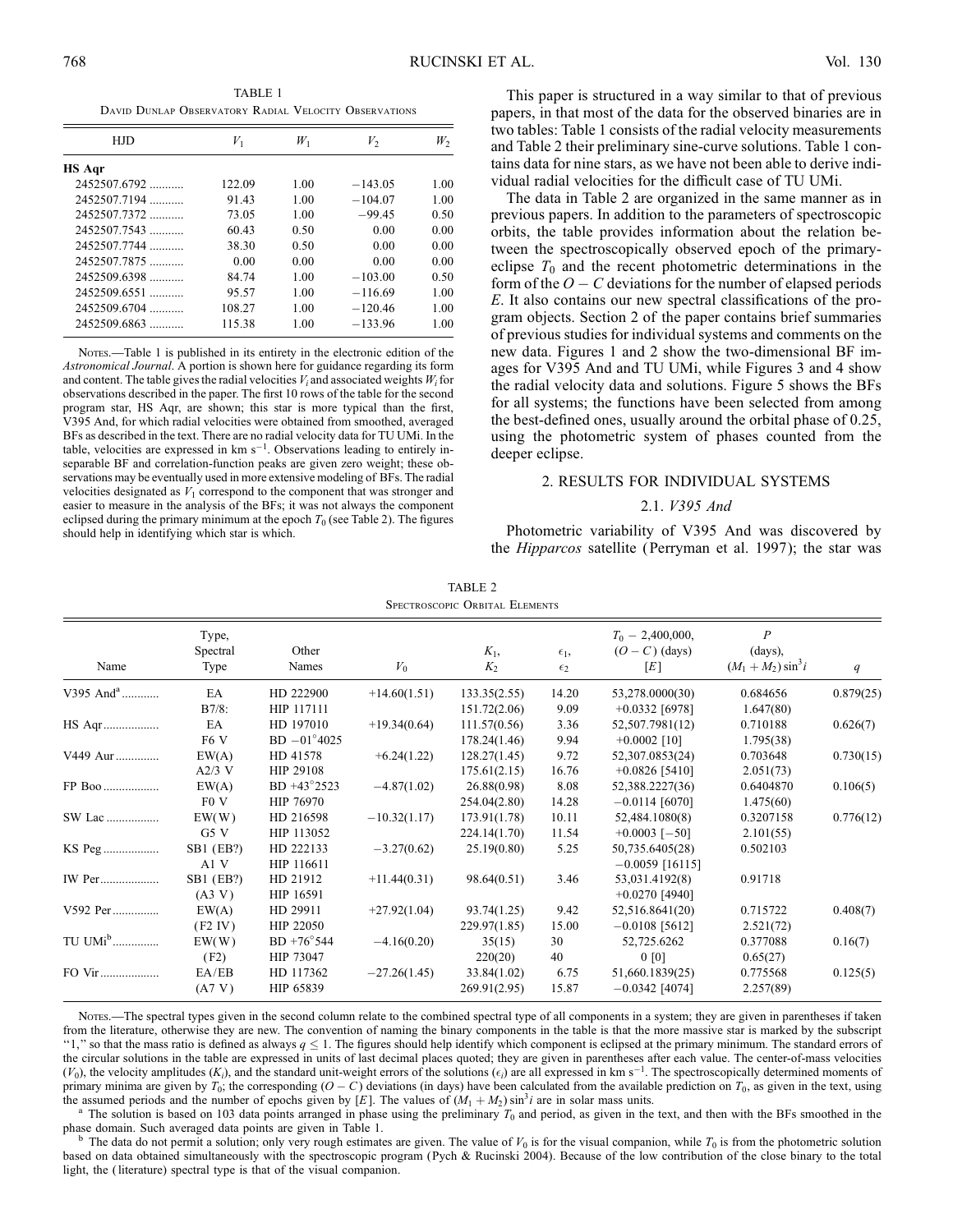TABLE 1

David Dunlap Observatory Radial Velocity Observations

| HJD | $V_1$ | $W_1$ | $V_2$ | $W_2$ |
|---|---|---|---|---|
| **HS Aqr** | | | | |
| 2452507.6792 ........... | 122.09 | 1.00 | −143.05 | 1.00 |
| 2452507.7194 ........... | 91.43 | 1.00 | −104.07 | 1.00 |
| 2452507.7372 ........... | 73.05 | 1.00 | −99.45 | 0.50 |
| 2452507.7543 ........... | 60.43 | 0.50 | 0.00 | 0.00 |
| 2452507.7744 ........... | 38.30 | 0.50 | 0.00 | 0.00 |
| 2452507.7875 ........... | 0.00 | 0.00 | 0.00 | 0.00 |
| 2452509.6398 ........... | 84.74 | 1.00 | −103.00 | 0.50 |
| 2452509.6551 ........... | 95.57 | 1.00 | −116.69 | 1.00 |
| 2452509.6704 ........... | 108.27 | 1.00 | −120.46 | 1.00 |
| 2452509.6863 ........... | 115.38 | 1.00 | −133.96 | 1.00 |

Notes.—Table 1 is published in its entirety in the electronic edition of the *Astronomical Journal*. A portion is shown here for guidance regarding its form and content. The table gives the radial velocities $V_i$ and associated weights $W_i$ for observations described in the paper. The first 10 rows of the table for the second program star, HS Aqr, are shown; this star is more typical than the first, V395 And, for which radial velocities were obtained from smoothed, averaged BFs as described in the text. There are no radial velocity data for TU UMi. In the table, velocities are expressed in km $s^{-1}$. Observations leading to entirely inseparable BF and correlation-function peaks are given zero weight; these observations may be eventually used in more extensive modeling of BFs. The radial velocities designated as $V_1$ correspond to the component that was stronger and easier to measure in the analysis of the BFs; it was not always the component eclipsed during the primary minimum at the epoch $T_0$ (see Table 2). The figures should help in identifying which star is which.

This paper is structured in a way similar to that of previous papers, in that most of the data for the observed binaries are in two tables: Table 1 consists of the radial velocity measurements and Table 2 their preliminary sine-curve solutions. Table 1 contains data for nine stars, as we have not been able to derive individual radial velocities for the difficult case of TU UMi.

The data in Table 2 are organized in the same manner as in previous papers. In addition to the parameters of spectroscopic orbits, the table provides information about the relation between the spectroscopically observed epoch of the primary-eclipse $T_0$ and the recent photometric determinations in the form of the $O - C$ deviations for the number of elapsed periods $E$. It also contains our new spectral classifications of the program objects. Section 2 of the paper contains brief summaries of previous studies for individual systems and comments on the new data. Figures 1 and 2 show the two-dimensional BF images for V395 And and TU UMi, while Figures 3 and 4 show the radial velocity data and solutions. Figure 5 shows the BFs for all systems; the functions have been selected from among the best-defined ones, usually around the orbital phase of 0.25, using the photometric system of phases counted from the deeper eclipse.

## 2. RESULTS FOR INDIVIDUAL SYSTEMS

### 2.1. *V395 And*

Photometric variability of V395 And was discovered by the *Hipparcos* satellite (Perryman et al. 1997); the star was

TABLE 2

Spectroscopic Orbital Elements

| Name | Type, Spectral Type | Other Names | $V_0$ | $K_1$, $K_2$ | $\epsilon_1$, $\epsilon_2$ | $T_0 - 2{,}400{,}000$, $(O-C)$ (days) $[E]$ | $P$ (days), $(M_1+M_2)\sin^3 i$ | $q$ |
|---|---|---|---|---|---|---|---|---|
| V395 And[a] ............ | EA | HD 222900 | +14.60(1.51) | 133.35(2.55) | 14.20 | 53,278.0000(30) | 0.684656 | 0.879(25) |
| | B7/8: | HIP 117111 | | 151.72(2.06) | 9.09 | +0.0332 [6978] | 1.647(80) | |
| HS Aqr.................. | EA | HD 197010 | +19.34(0.64) | 111.57(0.56) | 3.36 | 52,507.7981(12) | 0.710188 | 0.626(7) |
| | F6 V | BD −01°4025 | | 178.24(1.46) | 9.94 | +0.0002 [10] | 1.795(38) | |
| V449 Aur ............. | EW(A) | HD 41578 | +6.24(1.22) | 128.27(1.45) | 9.72 | 52,307.0853(24) | 0.703648 | 0.730(15) |
| | A2/3 V | HIP 29108 | | 175.61(2.15) | 16.76 | +0.0826 [5410] | 2.051(73) | |
| FP Boo .................. | EW(A) | BD +43°2523 | −4.87(1.02) | 26.88(0.98) | 8.08 | 52,388.2227(36) | 0.6404870 | 0.106(5) |
| | F0 V | HIP 76970 | | 254.04(2.80) | 14.28 | −0.0114 [6070] | 1.475(60) | |
| SW Lac ................. | EW(W) | HD 216598 | −10.32(1.17) | 173.91(1.78) | 10.11 | 52,484.1080(8) | 0.3207158 | 0.776(12) |
| | G5 V | HIP 113052 | | 224.14(1.70) | 11.54 | +0.0003 [−50] | 2.101(55) | |
| KS Peg .................. | SB1 (EB?) | HD 222133 | −3.27(0.62) | 25.19(0.80) | 5.25 | 50,735.6405(28) | 0.502103 | |
| | A1 V | HIP 116611 | | | | −0.0059 [16115] | | |
| IW Per................... | SB1 (EB?) | HD 21912 | +11.44(0.31) | 98.64(0.51) | 3.46 | 53,031.4192(8) | 0.91718 | |
| | (A3 V) | HIP 16591 | | | | +0.0270 [4940] | | |
| V592 Per............... | EW(A) | HD 29911 | +27.92(1.04) | 93.74(1.25) | 9.42 | 52,516.8641(20) | 0.715722 | 0.408(7) |
| | (F2 IV) | HIP 22050 | | 229.97(1.85) | 15.00 | −0.0108 [5612] | 2.521(72) | |
| TU UMi[b] ............... | EW(W) | BD +76°544 | −4.16(0.20) | 35(15) | 30 | 52,725.6262 | 0.377088 | 0.16(7) |
| | (F2) | HIP 73047 | | 220(20) | 40 | 0 [0] | 0.65(27) | |
| FO Vir ................... | EA/EB | HD 117362 | −27.26(1.45) | 33.84(1.02) | 6.75 | 51,660.1839(25) | 0.775568 | 0.125(5) |
| | (A7 V) | HIP 65839 | | 269.91(2.95) | 15.87 | −0.0342 [4074] | 2.257(89) | |

Notes.—The spectral types given in the second column relate to the combined spectral type of all components in a system; they are given in parentheses if taken from the literature, otherwise they are new. The convention of naming the binary components in the table is that the more massive star is marked by the subscript "1," so that the mass ratio is defined as always $q \leq 1$. The figures should help identify which component is eclipsed at the primary minimum. The standard errors of the circular solutions in the table are expressed in units of last decimal places quoted; they are given in parentheses after each value. The center-of-mass velocities ($V_0$), the velocity amplitudes ($K_i$), and the standard unit-weight errors of the solutions ($\epsilon_i$) are all expressed in km $s^{-1}$. The spectroscopically determined moments of primary minima are given by $T_0$; the corresponding $(O - C)$ deviations (in days) have been calculated from the available prediction on $T_0$, as given in the text, using the assumed periods and the number of epochs given by $[E]$. The values of $(M_1 + M_2)\sin^3 i$ are in solar mass units.

[a] The solution is based on 103 data points arranged in phase using the preliminary $T_0$ and period, as given in the text, and then with the BFs smoothed in the phase domain. Such averaged data points are given in Table 1.

[b] The data do not permit a solution; only very rough estimates are given. The value of $V_0$ is for the visual companion, while $T_0$ is from the photometric solution based on data obtained simultaneously with the spectroscopic program (Pych & Rucinski 2004). Because of the low contribution of the close binary to the total light, the (literature) spectral type is that of the visual companion.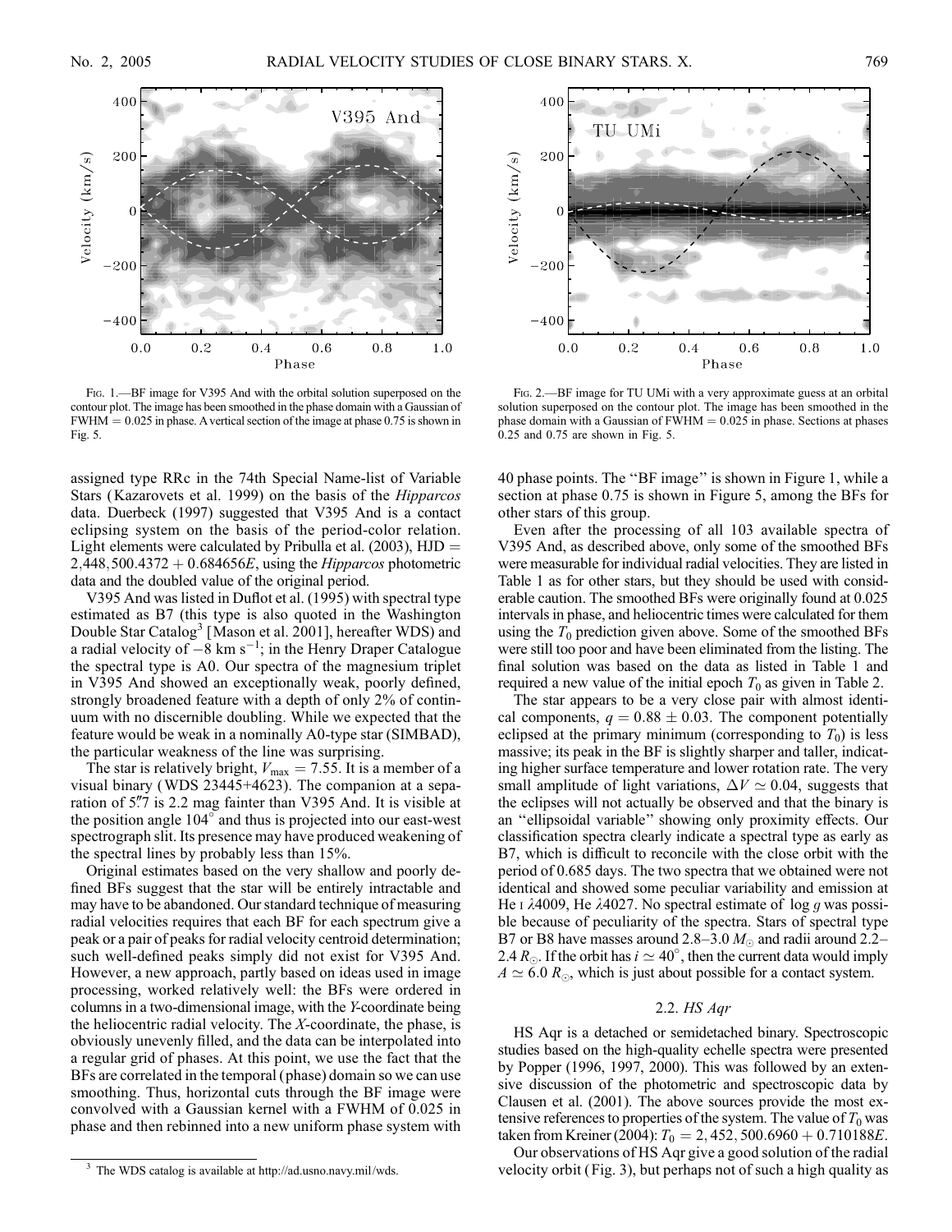Fig. 1.—BF image for V395 And with the orbital solution superposed on the contour plot. The image has been smoothed in the phase domain with a Gaussian of FWHM = 0.025 in phase. A vertical section of the image at phase 0.75 is shown in Fig. 5.

Fig. 2.—BF image for TU UMi with a very approximate guess at an orbital solution superposed on the contour plot. The image has been smoothed in the phase domain with a Gaussian of FWHM = 0.025 in phase. Sections at phases 0.25 and 0.75 are shown in Fig. 5.

assigned type RRc in the 74th Special Name-list of Variable Stars (Kazarovets et al. 1999) on the basis of the *Hipparcos* data. Duerbeck (1997) suggested that V395 And is a contact eclipsing system on the basis of the period-color relation. Light elements were calculated by Pribulla et al. (2003), HJD = $2{,}448{,}500.4372 + 0.684656E$, using the *Hipparcos* photometric data and the doubled value of the original period.

V395 And was listed in Duflot et al. (1995) with spectral type estimated as B7 (this type is also quoted in the Washington Double Star Catalog[3] [Mason et al. 2001], hereafter WDS) and a radial velocity of $-8$ km s$^{-1}$; in the Henry Draper Catalogue the spectral type is A0. Our spectra of the magnesium triplet in V395 And showed an exceptionally weak, poorly defined, strongly broadened feature with a depth of only 2% of continuum with no discernible doubling. While we expected that the feature would be weak in a nominally A0-type star (SIMBAD), the particular weakness of the line was surprising.

The star is relatively bright, $V_{max} = 7.55$. It is a member of a visual binary (WDS 23445+4623). The companion at a separation of 5.″7 is 2.2 mag fainter than V395 And. It is visible at the position angle 104° and thus is projected into our east-west spectrograph slit. Its presence may have produced weakening of the spectral lines by probably less than 15%.

Original estimates based on the very shallow and poorly defined BFs suggest that the star will be entirely intractable and may have to be abandoned. Our standard technique of measuring radial velocities requires that each BF for each spectrum give a peak or a pair of peaks for radial velocity centroid determination; such well-defined peaks simply did not exist for V395 And. However, a new approach, partly based on ideas used in image processing, worked relatively well: the BFs were ordered in columns in a two-dimensional image, with the *Y*-coordinate being the heliocentric radial velocity. The *X*-coordinate, the phase, is obviously unevenly filled, and the data can be interpolated into a regular grid of phases. At this point, we use the fact that the BFs are correlated in the temporal (phase) domain so we can use smoothing. Thus, horizontal cuts through the BF image were convolved with a Gaussian kernel with a FWHM of 0.025 in phase and then rebinned into a new uniform phase system with 40 phase points. The "BF image" is shown in Figure 1, while a section at phase 0.75 is shown in Figure 5, among the BFs for other stars of this group.

Even after the processing of all 103 available spectra of V395 And, as described above, only some of the smoothed BFs were measurable for individual radial velocities. They are listed in Table 1 as for other stars, but they should be used with considerable caution. The smoothed BFs were originally found at 0.025 intervals in phase, and heliocentric times were calculated for them using the $T_0$ prediction given above. Some of the smoothed BFs were still too poor and have been eliminated from the listing. The final solution was based on the data as listed in Table 1 and required a new value of the initial epoch $T_0$ as given in Table 2.

The star appears to be a very close pair with almost identical components, $q = 0.88 \pm 0.03$. The component potentially eclipsed at the primary minimum (corresponding to $T_0$) is less massive; its peak in the BF is slightly sharper and taller, indicating higher surface temperature and lower rotation rate. The very small amplitude of light variations, $\Delta V \simeq 0.04$, suggests that the eclipses will not actually be observed and that the binary is an "ellipsoidal variable" showing only proximity effects. Our classification spectra clearly indicate a spectral type as early as B7, which is difficult to reconcile with the close orbit with the period of 0.685 days. The two spectra that we obtained were not identical and showed some peculiar variability and emission at He I $\lambda$4009, He $\lambda$4027. No spectral estimate of log $g$ was possible because of peculiarity of the spectra. Stars of spectral type B7 or B8 have masses around 2.8–3.0 $M_{\odot}$ and radii around 2.2–2.4 $R_{\odot}$. If the orbit has $i \simeq 40°$, then the current data would imply $A \simeq 6.0$ $R_{\odot}$, which is just about possible for a contact system.

### 2.2. *HS Aqr*

HS Aqr is a detached or semidetached binary. Spectroscopic studies based on the high-quality echelle spectra were presented by Popper (1996, 1997, 2000). This was followed by an extensive discussion of the photometric and spectroscopic data by Clausen et al. (2001). The above sources provide the most extensive references to properties of the system. The value of $T_0$ was taken from Kreiner (2004): $T_0 = 2{,}452{,}500.6960 + 0.710188E$.

Our observations of HS Aqr give a good solution of the radial velocity orbit (Fig. 3), but perhaps not of such a high quality as

[3] The WDS catalog is available at http://ad.usno.navy.mil/wds.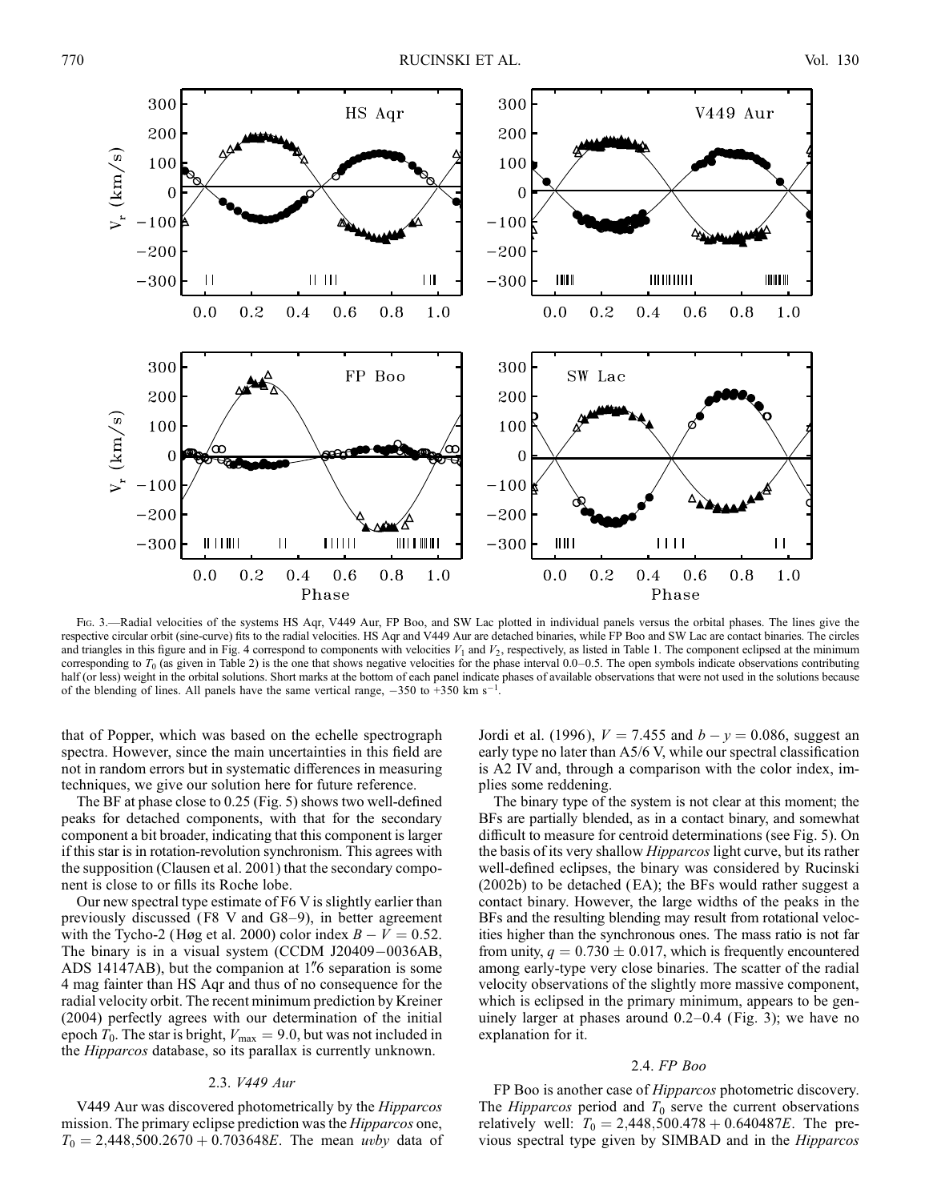Fig. 3.—Radial velocities of the systems HS Aqr, V449 Aur, FP Boo, and SW Lac plotted in individual panels versus the orbital phases. The lines give the respective circular orbit (sine-curve) fits to the radial velocities. HS Aqr and V449 Aur are detached binaries, while FP Boo and SW Lac are contact binaries. The circles and triangles in this figure and in Fig. 4 correspond to components with velocities $V_1$ and $V_2$, respectively, as listed in Table 1. The component eclipsed at the minimum corresponding to $T_0$ (as given in Table 2) is the one that shows negative velocities for the phase interval 0.0–0.5. The open symbols indicate observations contributing half (or less) weight in the orbital solutions. Short marks at the bottom of each panel indicate phases of available observations that were not used in the solutions because of the blending of lines. All panels have the same vertical range, $-350$ to $+350$ km s$^{-1}$.

that of Popper, which was based on the echelle spectrograph spectra. However, since the main uncertainties in this field are not in random errors but in systematic differences in measuring techniques, we give our solution here for future reference.

The BF at phase close to 0.25 (Fig. 5) shows two well-defined peaks for detached components, with that for the secondary component a bit broader, indicating that this component is larger if this star is in rotation-revolution synchronism. This agrees with the supposition (Clausen et al. 2001) that the secondary component is close to or fills its Roche lobe.

Our new spectral type estimate of F6 V is slightly earlier than previously discussed (F8 V and G8–9), in better agreement with the Tycho-2 (Høg et al. 2000) color index $B - V = 0.52$. The binary is in a visual system (CCDM J20409−0036AB, ADS 14147AB), but the companion at 1″6 separation is some 4 mag fainter than HS Aqr and thus of no consequence for the radial velocity orbit. The recent minimum prediction by Kreiner (2004) perfectly agrees with our determination of the initial epoch $T_0$. The star is bright, $V_{\rm max} = 9.0$, but was not included in the *Hipparcos* database, so its parallax is currently unknown.

### 2.3. *V449 Aur*

V449 Aur was discovered photometrically by the *Hipparcos* mission. The primary eclipse prediction was the *Hipparcos* one, $T_0 = 2{,}448{,}500.2670 + 0.703648E$. The mean *uvby* data of Jordi et al. (1996), $V = 7.455$ and $b - y = 0.086$, suggest an early type no later than A5/6 V, while our spectral classification is A2 IV and, through a comparison with the color index, implies some reddening.

The binary type of the system is not clear at this moment; the BFs are partially blended, as in a contact binary, and somewhat difficult to measure for centroid determinations (see Fig. 5). On the basis of its very shallow *Hipparcos* light curve, but its rather well-defined eclipses, the binary was considered by Rucinski (2002b) to be detached (EA); the BFs would rather suggest a contact binary. However, the large widths of the peaks in the BFs and the resulting blending may result from rotational velocities higher than the synchronous ones. The mass ratio is not far from unity, $q = 0.730 \pm 0.017$, which is frequently encountered among early-type very close binaries. The scatter of the radial velocity observations of the slightly more massive component, which is eclipsed in the primary minimum, appears to be genuinely larger at phases around 0.2–0.4 (Fig. 3); we have no explanation for it.

### 2.4. *FP Boo*

FP Boo is another case of *Hipparcos* photometric discovery. The *Hipparcos* period and $T_0$ serve the current observations relatively well: $T_0 = 2{,}448{,}500.478 + 0.640487E$. The previous spectral type given by SIMBAD and in the *Hipparcos*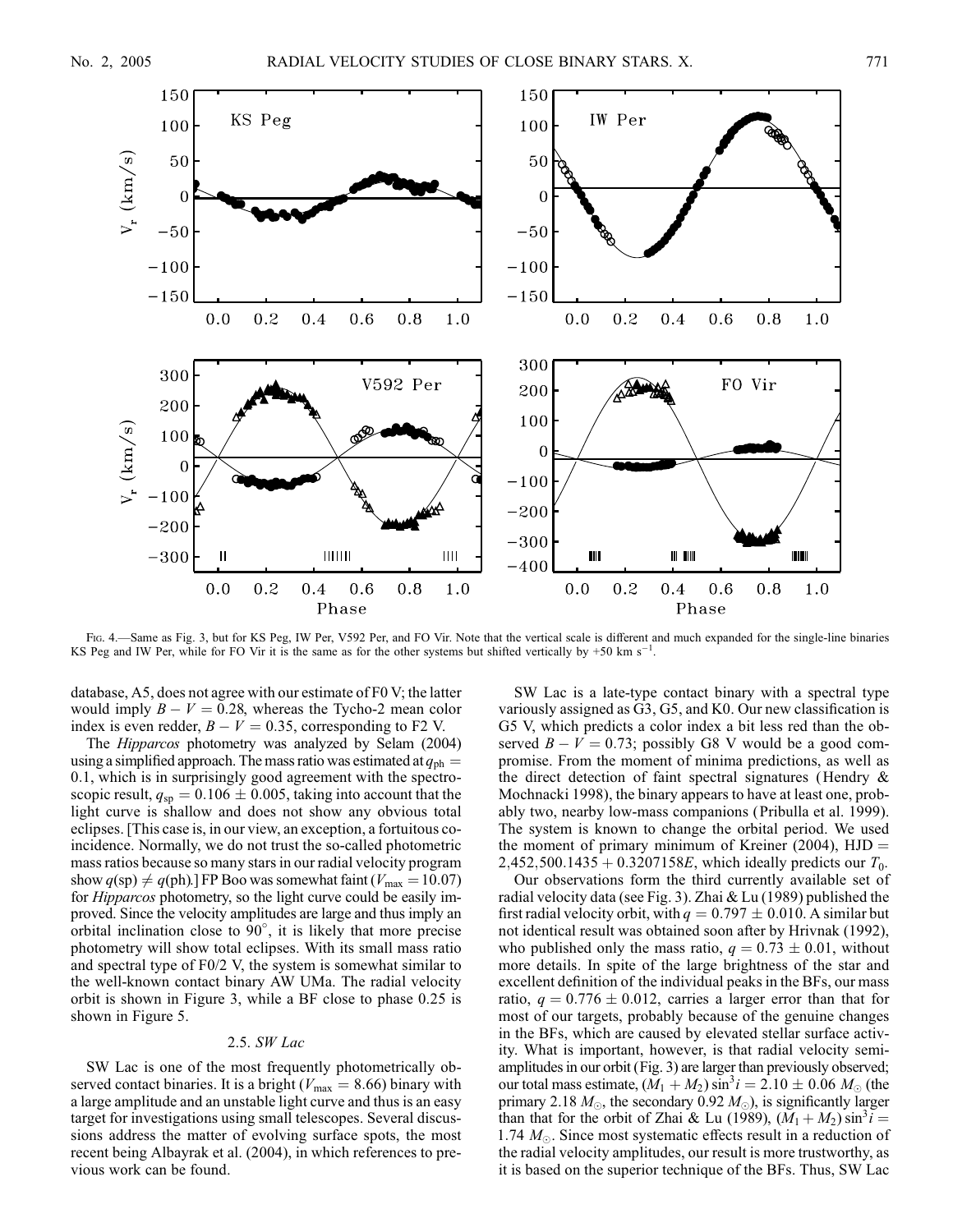Fig. 4.—Same as Fig. 3, but for KS Peg, IW Per, V592 Per, and FO Vir. Note that the vertical scale is different and much expanded for the single-line binaries KS Peg and IW Per, while for FO Vir it is the same as for the other systems but shifted vertically by +50 km s$^{-1}$.

database, A5, does not agree with our estimate of F0 V; the latter would imply $B - V = 0.28$, whereas the Tycho-2 mean color index is even redder, $B - V = 0.35$, corresponding to F2 V.

The *Hipparcos* photometry was analyzed by Selam (2004) using a simplified approach. The mass ratio was estimated at $q_{\rm ph} = 0.1$, which is in surprisingly good agreement with the spectroscopic result, $q_{\rm sp} = 0.106 \pm 0.005$, taking into account that the light curve is shallow and does not show any obvious total eclipses. [This case is, in our view, an exception, a fortuitous coincidence. Normally, we do not trust the so-called photometric mass ratios because so many stars in our radial velocity program show $q({\rm sp}) \neq q({\rm ph})$.] FP Boo was somewhat faint ($V_{\rm max} = 10.07$) for *Hipparcos* photometry, so the light curve could be easily improved. Since the velocity amplitudes are large and thus imply an orbital inclination close to 90°, it is likely that more precise photometry will show total eclipses. With its small mass ratio and spectral type of F0/2 V, the system is somewhat similar to the well-known contact binary AW UMa. The radial velocity orbit is shown in Figure 3, while a BF close to phase 0.25 is shown in Figure 5.

### 2.5. *SW Lac*

SW Lac is one of the most frequently photometrically observed contact binaries. It is a bright ($V_{\rm max} = 8.66$) binary with a large amplitude and an unstable light curve and thus is an easy target for investigations using small telescopes. Several discussions address the matter of evolving surface spots, the most recent being Albayrak et al. (2004), in which references to previous work can be found.

SW Lac is a late-type contact binary with a spectral type variously assigned as G3, G5, and K0. Our new classification is G5 V, which predicts a color index a bit less red than the observed $B - V = 0.73$; possibly G8 V would be a good compromise. From the moment of minima predictions, as well as the direct detection of faint spectral signatures (Hendry & Mochnacki 1998), the binary appears to have at least one, probably two, nearby low-mass companions (Pribulla et al. 1999). The system is known to change the orbital period. We used the moment of primary minimum of Kreiner (2004), HJD = 2,452,500.1435 + 0.3207158$E$, which ideally predicts our $T_0$.

Our observations form the third currently available set of radial velocity data (see Fig. 3). Zhai & Lu (1989) published the first radial velocity orbit, with $q = 0.797 \pm 0.010$. A similar but not identical result was obtained soon after by Hrivnak (1992), who published only the mass ratio, $q = 0.73 \pm 0.01$, without more details. In spite of the large brightness of the star and excellent definition of the individual peaks in the BFs, our mass ratio, $q = 0.776 \pm 0.012$, carries a larger error than that for most of our targets, probably because of the genuine changes in the BFs, which are caused by elevated stellar surface activity. What is important, however, is that radial velocity semi-amplitudes in our orbit (Fig. 3) are larger than previously observed; our total mass estimate, $(M_1 + M_2)\sin^3 i = 2.10 \pm 0.06\ M_\odot$ (the primary 2.18 $M_\odot$, the secondary 0.92 $M_\odot$), is significantly larger than that for the orbit of Zhai & Lu (1989), $(M_1 + M_2)\sin^3 i = 1.74\ M_\odot$. Since most systematic effects result in a reduction of the radial velocity amplitudes, our result is more trustworthy, as it is based on the superior technique of the BFs. Thus, SW Lac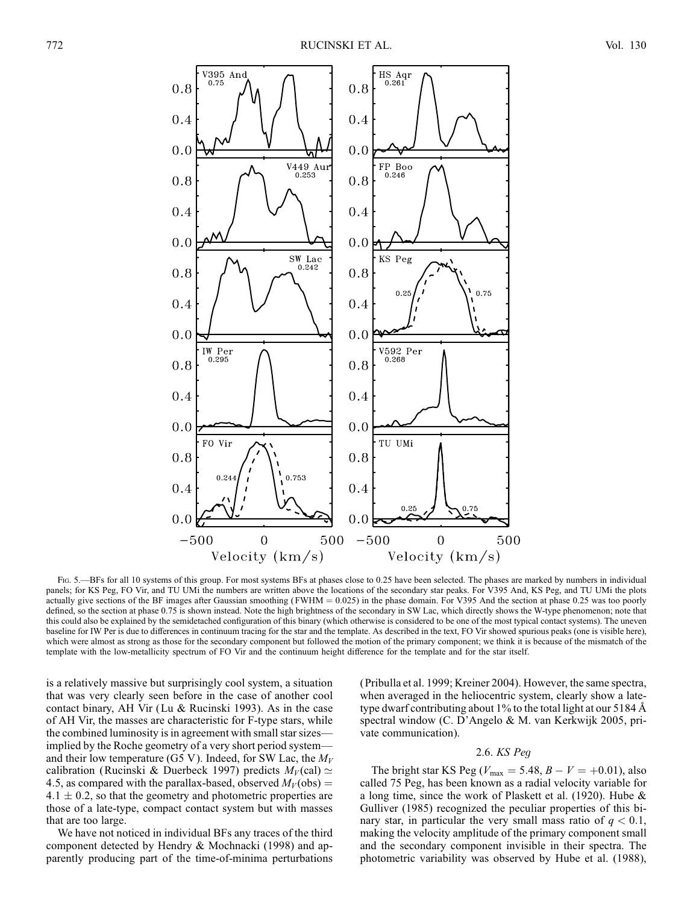Fig. 5.—BFs for all 10 systems of this group. For most systems BFs at phases close to 0.25 have been selected. The phases are marked by numbers in individual panels; for KS Peg, FO Vir, and TU UMi the numbers are written above the locations of the secondary star peaks. For V395 And, KS Peg, and TU UMi the plots actually give sections of the BF images after Gaussian smoothing (FWHM = 0.025) in the phase domain. For V395 And the section at phase 0.25 was too poorly defined, so the section at phase 0.75 is shown instead. Note the high brightness of the secondary in SW Lac, which directly shows the W-type phenomenon; note that this could also be explained by the semidetached configuration of this binary (which otherwise is considered to be one of the most typical contact systems). The uneven baseline for IW Per is due to differences in continuum tracing for the star and the template. As described in the text, FO Vir showed spurious peaks (one is visible here), which were almost as strong as those for the secondary component but followed the motion of the primary component; we think it is because of the mismatch of the template with the low-metallicity spectrum of FO Vir and the continuum height difference for the template and for the star itself.

is a relatively massive but surprisingly cool system, a situation that was very clearly seen before in the case of another cool contact binary, AH Vir (Lu & Rucinski 1993). As in the case of AH Vir, the masses are characteristic for F-type stars, while the combined luminosity is in agreement with small star sizes—implied by the Roche geometry of a very short period system—and their low temperature (G5 V). Indeed, for SW Lac, the $M_V$ calibration (Rucinski & Duerbeck 1997) predicts $M_V(\text{cal}) \simeq 4.5$, as compared with the parallax-based, observed $M_V(\text{obs}) = 4.1 \pm 0.2$, so that the geometry and photometric properties are those of a late-type, compact contact system but with masses that are too large.

We have not noticed in individual BFs any traces of the third component detected by Hendry & Mochnacki (1998) and apparently producing part of the time-of-minima perturbations (Pribulla et al. 1999; Kreiner 2004). However, the same spectra, when averaged in the heliocentric system, clearly show a late-type dwarf contributing about 1% to the total light at our 5184 Å spectral window (C. D'Angelo & M. van Kerkwijk 2005, private communication).

### 2.6. *KS Peg*

The bright star KS Peg ($V_{\text{max}} = 5.48$, $B - V = +0.01$), also called 75 Peg, has been known as a radial velocity variable for a long time, since the work of Plaskett et al. (1920). Hube & Gulliver (1985) recognized the peculiar properties of this binary star, in particular the very small mass ratio of $q < 0.1$, making the velocity amplitude of the primary component small and the secondary component invisible in their spectra. The photometric variability was observed by Hube et al. (1988),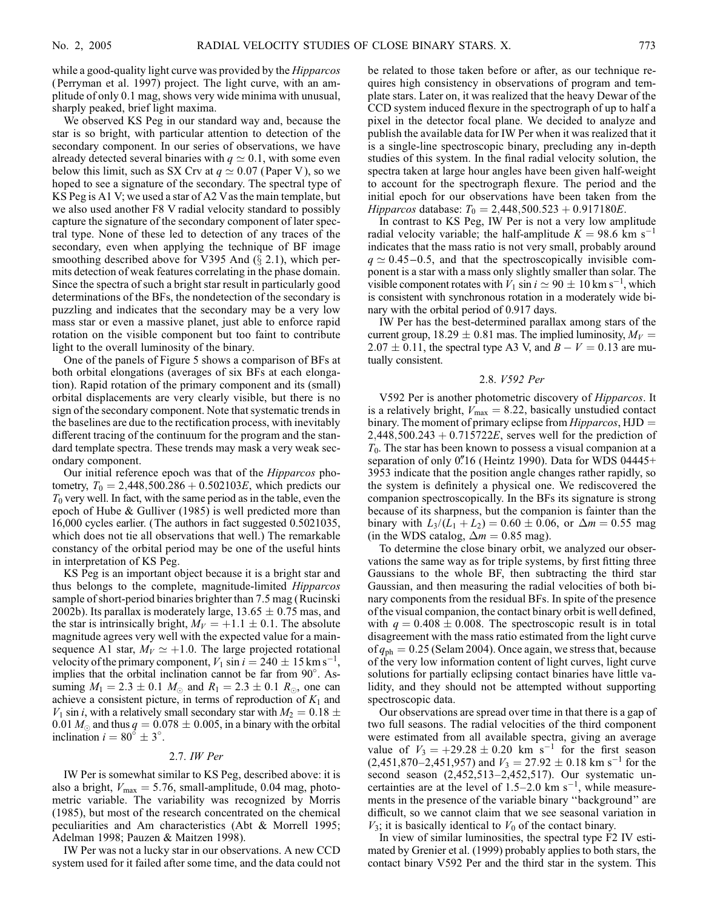while a good-quality light curve was provided by the *Hipparcos* (Perryman et al. 1997) project. The light curve, with an amplitude of only 0.1 mag, shows very wide minima with unusual, sharply peaked, brief light maxima.

We observed KS Peg in our standard way and, because the star is so bright, with particular attention to detection of the secondary component. In our series of observations, we have already detected several binaries with $q \simeq 0.1$, with some even below this limit, such as SX Crv at $q \simeq 0.07$ (Paper V), so we hoped to see a signature of the secondary. The spectral type of KS Peg is A1 V; we used a star of A2 V as the main template, but we also used another F8 V radial velocity standard to possibly capture the signature of the secondary component of later spectral type. None of these led to detection of any traces of the secondary, even when applying the technique of BF image smoothing described above for V395 And (§ 2.1), which permits detection of weak features correlating in the phase domain. Since the spectra of such a bright star result in particularly good determinations of the BFs, the nondetection of the secondary is puzzling and indicates that the secondary may be a very low mass star or even a massive planet, just able to enforce rapid rotation on the visible component but too faint to contribute light to the overall luminosity of the binary.

One of the panels of Figure 5 shows a comparison of BFs at both orbital elongations (averages of six BFs at each elongation). Rapid rotation of the primary component and its (small) orbital displacements are very clearly visible, but there is no sign of the secondary component. Note that systematic trends in the baselines are due to the rectification process, with inevitably different tracing of the continuum for the program and the standard template spectra. These trends may mask a very weak secondary component.

Our initial reference epoch was that of the *Hipparcos* photometry, $T_0 = 2{,}448{,}500.286 + 0.502103E$, which predicts our $T_0$ very well. In fact, with the same period as in the table, even the epoch of Hube & Gulliver (1985) is well predicted more than 16,000 cycles earlier. (The authors in fact suggested 0.5021035, which does not tie all observations that well.) The remarkable constancy of the orbital period may be one of the useful hints in interpretation of KS Peg.

KS Peg is an important object because it is a bright star and thus belongs to the complete, magnitude-limited *Hipparcos* sample of short-period binaries brighter than 7.5 mag (Rucinski 2002b). Its parallax is moderately large, $13.65 \pm 0.75$ mas, and the star is intrinsically bright, $M_V = +1.1 \pm 0.1$. The absolute magnitude agrees very well with the expected value for a main-sequence A1 star, $M_V \simeq +1.0$. The large projected rotational velocity of the primary component, $V_1 \sin i = 240 \pm 15$ km s$^{-1}$, implies that the orbital inclination cannot be far from 90°. Assuming $M_1 = 2.3 \pm 0.1$ $M_{\odot}$ and $R_1 = 2.3 \pm 0.1$ $R_{\odot}$, one can achieve a consistent picture, in terms of reproduction of $K_1$ and $V_1 \sin i$, with a relatively small secondary star with $M_2 = 0.18 \pm 0.01$ $M_{\odot}$ and thus $q = 0.078 \pm 0.005$, in a binary with the orbital inclination $i = 80° \pm 3°$.

### 2.7. *IW Per*

IW Per is somewhat similar to KS Peg, described above: it is also a bright, $V_{\max} = 5.76$, small-amplitude, 0.04 mag, photometric variable. The variability was recognized by Morris (1985), but most of the research concentrated on the chemical peculiarities and Am characteristics (Abt & Morrell 1995; Adelman 1998; Pauzen & Maitzen 1998).

IW Per was not a lucky star in our observations. A new CCD system used for it failed after some time, and the data could not be related to those taken before or after, as our technique requires high consistency in observations of program and template stars. Later on, it was realized that the heavy Dewar of the CCD system induced flexure in the spectrograph of up to half a pixel in the detector focal plane. We decided to analyze and publish the available data for IW Per when it was realized that it is a single-line spectroscopic binary, precluding any in-depth studies of this system. In the final radial velocity solution, the spectra taken at large hour angles have been given half-weight to account for the spectrograph flexure. The period and the initial epoch for our observations have been taken from the *Hipparcos* database: $T_0 = 2{,}448{,}500.523 + 0.917180E$.

In contrast to KS Peg, IW Per is not a very low amplitude radial velocity variable; the half-amplitude $K = 98.6$ km s$^{-1}$ indicates that the mass ratio is not very small, probably around $q \simeq 0.45$–$0.5$, and that the spectroscopically invisible component is a star with a mass only slightly smaller than solar. The visible component rotates with $V_1 \sin i \simeq 90 \pm 10$ km s$^{-1}$, which is consistent with synchronous rotation in a moderately wide binary with the orbital period of 0.917 days.

IW Per has the best-determined parallax among stars of the current group, $18.29 \pm 0.81$ mas. The implied luminosity, $M_V = 2.07 \pm 0.11$, the spectral type A3 V, and $B - V = 0.13$ are mutually consistent.

### 2.8. *V592 Per*

V592 Per is another photometric discovery of *Hipparcos*. It is a relatively bright, $V_{\max} = 8.22$, basically unstudied contact binary. The moment of primary eclipse from *Hipparcos*, HJD $= 2{,}448{,}500.243 + 0.715722E$, serves well for the prediction of $T_0$. The star has been known to possess a visual companion at a separation of only 0″.16 (Heintz 1990). Data for WDS 04445+3953 indicate that the position angle changes rather rapidly, so the system is definitely a physical one. We rediscovered the companion spectroscopically. In the BFs its signature is strong because of its sharpness, but the companion is fainter than the binary with $L_3/(L_1 + L_2) = 0.60 \pm 0.06$, or $\Delta m = 0.55$ mag (in the WDS catalog, $\Delta m = 0.85$ mag).

To determine the close binary orbit, we analyzed our observations the same way as for triple systems, by first fitting three Gaussians to the whole BF, then subtracting the third star Gaussian, and then measuring the radial velocities of both binary components from the residual BFs. In spite of the presence of the visual companion, the contact binary orbit is well defined, with $q = 0.408 \pm 0.008$. The spectroscopic result is in total disagreement with the mass ratio estimated from the light curve of $q_{\rm ph} = 0.25$ (Selam 2004). Once again, we stress that, because of the very low information content of light curves, light curve solutions for partially eclipsing contact binaries have little validity, and they should not be attempted without supporting spectroscopic data.

Our observations are spread over time in that there is a gap of two full seasons. The radial velocities of the third component were estimated from all available spectra, giving an average value of $V_3 = +29.28 \pm 0.20$ km s$^{-1}$ for the first season (2,451,870–2,451,957) and $V_3 = 27.92 \pm 0.18$ km s$^{-1}$ for the second season (2,452,513–2,452,517). Our systematic uncertainties are at the level of 1.5–2.0 km s$^{-1}$, while measurements in the presence of the variable binary "background" are difficult, so we cannot claim that we see seasonal variation in $V_3$; it is basically identical to $V_0$ of the contact binary.

In view of similar luminosities, the spectral type F2 IV estimated by Grenier et al. (1999) probably applies to both stars, the contact binary V592 Per and the third star in the system. This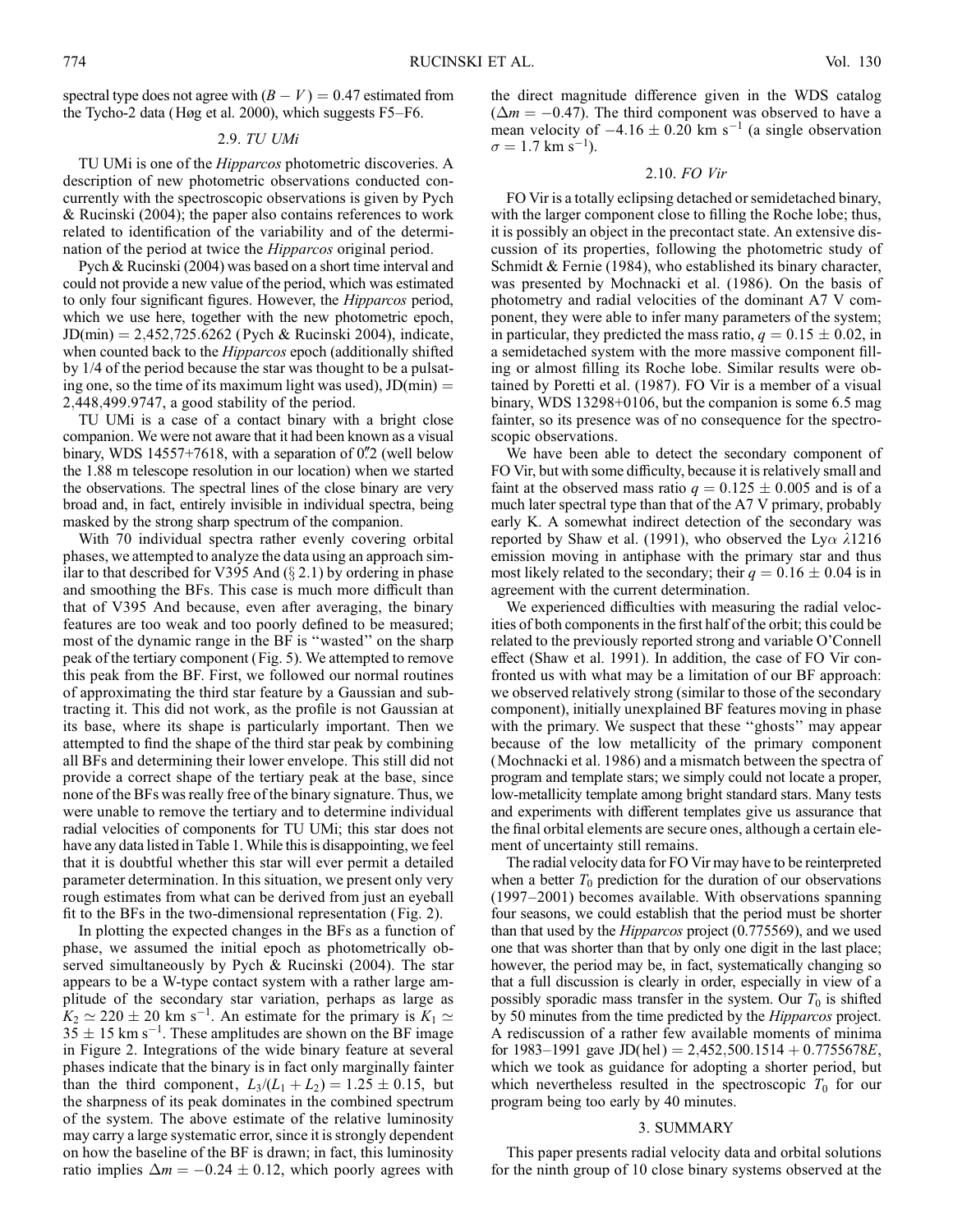spectral type does not agree with $(B - V) = 0.47$ estimated from the Tycho-2 data (Høg et al. 2000), which suggests F5–F6.

### 2.9. *TU UMi*

TU UMi is one of the *Hipparcos* photometric discoveries. A description of new photometric observations conducted concurrently with the spectroscopic observations is given by Pych & Rucinski (2004); the paper also contains references to work related to identification of the variability and of the determination of the period at twice the *Hipparcos* original period.

Pych & Rucinski (2004) was based on a short time interval and could not provide a new value of the period, which was estimated to only four significant figures. However, the *Hipparcos* period, which we use here, together with the new photometric epoch, JD(min) = 2,452,725.6262 (Pych & Rucinski 2004), indicate, when counted back to the *Hipparcos* epoch (additionally shifted by 1/4 of the period because the star was thought to be a pulsating one, so the time of its maximum light was used), JD(min) = 2,448,499.9747, a good stability of the period.

TU UMi is a case of a contact binary with a bright close companion. We were not aware that it had been known as a visual binary, WDS 14557+7618, with a separation of 0″.2 (well below the 1.88 m telescope resolution in our location) when we started the observations. The spectral lines of the close binary are very broad and, in fact, entirely invisible in individual spectra, being masked by the strong sharp spectrum of the companion.

With 70 individual spectra rather evenly covering orbital phases, we attempted to analyze the data using an approach similar to that described for V395 And (§ 2.1) by ordering in phase and smoothing the BFs. This case is much more difficult than that of V395 And because, even after averaging, the binary features are too weak and too poorly defined to be measured; most of the dynamic range in the BF is "wasted" on the sharp peak of the tertiary component (Fig. 5). We attempted to remove this peak from the BF. First, we followed our normal routines of approximating the third star feature by a Gaussian and subtracting it. This did not work, as the profile is not Gaussian at its base, where its shape is particularly important. Then we attempted to find the shape of the third star peak by combining all BFs and determining their lower envelope. This still did not provide a correct shape of the tertiary peak at the base, since none of the BFs was really free of the binary signature. Thus, we were unable to remove the tertiary and to determine individual radial velocities of components for TU UMi; this star does not have any data listed in Table 1. While this is disappointing, we feel that it is doubtful whether this star will ever permit a detailed parameter determination. In this situation, we present only very rough estimates from what can be derived from just an eyeball fit to the BFs in the two-dimensional representation (Fig. 2).

In plotting the expected changes in the BFs as a function of phase, we assumed the initial epoch as photometrically observed simultaneously by Pych & Rucinski (2004). The star appears to be a W-type contact system with a rather large amplitude of the secondary star variation, perhaps as large as $K_2 \simeq 220 \pm 20$ km s$^{-1}$. An estimate for the primary is $K_1 \simeq 35 \pm 15$ km s$^{-1}$. These amplitudes are shown on the BF image in Figure 2. Integrations of the wide binary feature at several phases indicate that the binary is in fact only marginally fainter than the third component, $L_3/(L_1 + L_2) = 1.25 \pm 0.15$, but the sharpness of its peak dominates in the combined spectrum of the system. The above estimate of the relative luminosity may carry a large systematic error, since it is strongly dependent on how the baseline of the BF is drawn; in fact, this luminosity ratio implies $\Delta m = -0.24 \pm 0.12$, which poorly agrees with the direct magnitude difference given in the WDS catalog ($\Delta m = -0.47$). The third component was observed to have a mean velocity of $-4.16 \pm 0.20$ km s$^{-1}$ (a single observation $\sigma = 1.7$ km s$^{-1}$).

### 2.10. *FO Vir*

FO Vir is a totally eclipsing detached or semidetached binary, with the larger component close to filling the Roche lobe; thus, it is possibly an object in the precontact state. An extensive discussion of its properties, following the photometric study of Schmidt & Fernie (1984), who established its binary character, was presented by Mochnacki et al. (1986). On the basis of photometry and radial velocities of the dominant A7 V component, they were able to infer many parameters of the system; in particular, they predicted the mass ratio, $q = 0.15 \pm 0.02$, in a semidetached system with the more massive component filling or almost filling its Roche lobe. Similar results were obtained by Poretti et al. (1987). FO Vir is a member of a visual binary, WDS 13298+0106, but the companion is some 6.5 mag fainter, so its presence was of no consequence for the spectroscopic observations.

We have been able to detect the secondary component of FO Vir, but with some difficulty, because it is relatively small and faint at the observed mass ratio $q = 0.125 \pm 0.005$ and is of a much later spectral type than that of the A7 V primary, probably early K. A somewhat indirect detection of the secondary was reported by Shaw et al. (1991), who observed the Ly$\alpha$ $\lambda$1216 emission moving in antiphase with the primary star and thus most likely related to the secondary; their $q = 0.16 \pm 0.04$ is in agreement with the current determination.

We experienced difficulties with measuring the radial velocities of both components in the first half of the orbit; this could be related to the previously reported strong and variable O'Connell effect (Shaw et al. 1991). In addition, the case of FO Vir confronted us with what may be a limitation of our BF approach: we observed relatively strong (similar to those of the secondary component), initially unexplained BF features moving in phase with the primary. We suspect that these "ghosts" may appear because of the low metallicity of the primary component (Mochnacki et al. 1986) and a mismatch between the spectra of program and template stars; we simply could not locate a proper, low-metallicity template among bright standard stars. Many tests and experiments with different templates give us assurance that the final orbital elements are secure ones, although a certain element of uncertainty still remains.

The radial velocity data for FO Vir may have to be reinterpreted when a better $T_0$ prediction for the duration of our observations (1997–2001) becomes available. With observations spanning four seasons, we could establish that the period must be shorter than that used by the *Hipparcos* project (0.775569), and we used one that was shorter than that by only one digit in the last place; however, the period may be, in fact, systematically changing so that a full discussion is clearly in order, especially in view of a possibly sporadic mass transfer in the system. Our $T_0$ is shifted by 50 minutes from the time predicted by the *Hipparcos* project. A rediscussion of a rather few available moments of minima for 1983–1991 gave JD(hel) = 2,452,500.1514 + 0.7755678$E$, which we took as guidance for adopting a shorter period, but which nevertheless resulted in the spectroscopic $T_0$ for our program being too early by 40 minutes.

## 3. SUMMARY

This paper presents radial velocity data and orbital solutions for the ninth group of 10 close binary systems observed at the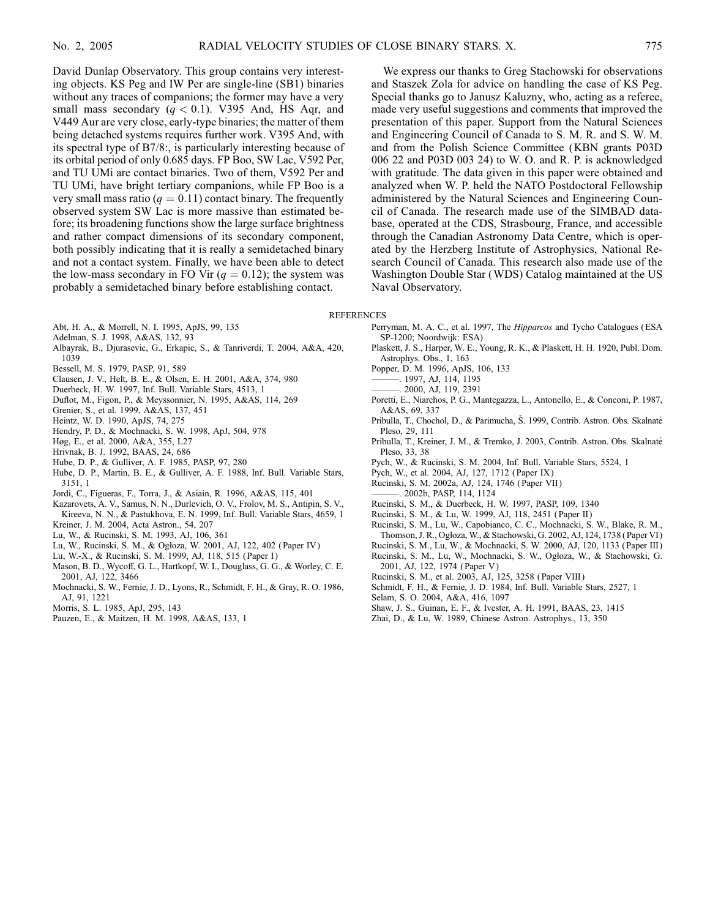David Dunlap Observatory. This group contains very interesting objects. KS Peg and IW Per are single-line (SB1) binaries without any traces of companions; the former may have a very small mass secondary ($q < 0.1$). V395 And, HS Aqr, and V449 Aur are very close, early-type binaries; the matter of them being detached systems requires further work. V395 And, with its spectral type of B7/8:, is particularly interesting because of its orbital period of only 0.685 days. FP Boo, SW Lac, V592 Per, and TU UMi are contact binaries. Two of them, V592 Per and TU UMi, have bright tertiary companions, while FP Boo is a very small mass ratio ($q = 0.11$) contact binary. The frequently observed system SW Lac is more massive than estimated before; its broadening functions show the large surface brightness and rather compact dimensions of its secondary component, both possibly indicating that it is really a semidetached binary and not a contact system. Finally, we have been able to detect the low-mass secondary in FO Vir ($q = 0.12$); the system was probably a semidetached binary before establishing contact.

We express our thanks to Greg Stachowski for observations and Staszek Zola for advice on handling the case of KS Peg. Special thanks go to Janusz Kaluzny, who, acting as a referee, made very useful suggestions and comments that improved the presentation of this paper. Support from the Natural Sciences and Engineering Council of Canada to S. M. R. and S. W. M. and from the Polish Science Committee (KBN grants P03D 006 22 and P03D 003 24) to W. O. and R. P. is acknowledged with gratitude. The data given in this paper were obtained and analyzed when W. P. held the NATO Postdoctoral Fellowship administered by the Natural Sciences and Engineering Council of Canada. The research made use of the SIMBAD database, operated at the CDS, Strasbourg, France, and accessible through the Canadian Astronomy Data Centre, which is operated by the Herzberg Institute of Astrophysics, National Research Council of Canada. This research also made use of the Washington Double Star (WDS) Catalog maintained at the US Naval Observatory.

## REFERENCES

Abt, H. A., & Morrell, N. I. 1995, ApJS, 99, 135
Adelman, S. J. 1998, A&AS, 132, 93
Albayrak, B., Djurasevic, G., Erkapic, S., & Tanriverdi, T. 2004, A&A, 420, 1039
Bessell, M. S. 1979, PASP, 91, 589
Clausen, J. V., Helt, B. E., & Olsen, E. H. 2001, A&A, 374, 980
Duerbeck, H. W. 1997, Inf. Bull. Variable Stars, 4513, 1
Duflot, M., Figon, P., & Meyssonnier, N. 1995, A&AS, 114, 269
Grenier, S., et al. 1999, A&AS, 137, 451
Heintz, W. D. 1990, ApJS, 74, 275
Hendry, P. D., & Mochnacki, S. W. 1998, ApJ, 504, 978
Høg, E., et al. 2000, A&A, 355, L27
Hrivnak, B. J. 1992, BAAS, 24, 686
Hube, D. P., & Gulliver, A. F. 1985, PASP, 97, 280
Hube, D. P., Martin, B. E., & Gulliver, A. F. 1988, Inf. Bull. Variable Stars, 3151, 1
Jordi, C., Figueras, F., Torra, J., & Asiain, R. 1996, A&AS, 115, 401
Kazarovets, A. V., Samus, N. N., Durlevich, O. V., Frolov, M. S., Antipin, S. V., Kireeva, N. N., & Pastukhova, E. N. 1999, Inf. Bull. Variable Stars, 4659, 1
Kreiner, J. M. 2004, Acta Astron., 54, 207
Lu, W., & Rucinski, S. M. 1993, AJ, 106, 361
Lu, W., Rucinski, S. M., & Ogłoza, W. 2001, AJ, 122, 402 (Paper IV)
Lu, W.-X., & Rucinski, S. M. 1999, AJ, 118, 515 (Paper I)
Mason, B. D., Wycoff, G. L., Hartkopf, W. I., Douglass, G. G., & Worley, C. E. 2001, AJ, 122, 3466
Mochnacki, S. W., Fernie, J. D., Lyons, R., Schmidt, F. H., & Gray, R. O. 1986, AJ, 91, 1221
Morris, S. L. 1985, ApJ, 295, 143
Pauzen, E., & Maitzen, H. M. 1998, A&AS, 133, 1
Perryman, M. A. C., et al. 1997, The *Hipparcos* and Tycho Catalogues (ESA SP-1200; Noordwijk: ESA)
Plaskett, J. S., Harper, W. E., Young, R. K., & Plaskett, H. H. 1920, Publ. Dom. Astrophys. Obs., 1, 163
Popper, D. M. 1996, ApJS, 106, 133
———. 1997, AJ, 114, 1195
———. 2000, AJ, 119, 2391
Poretti, E., Niarchos, P. G., Mantegazza, L., Antonello, E., & Conconi, P. 1987, A&AS, 69, 337
Pribulla, T., Chochol, D., & Parimucha, Š. 1999, Contrib. Astron. Obs. Skalnaté Pleso, 29, 111
Pribulla, T., Kreiner, J. M., & Tremko, J. 2003, Contrib. Astron. Obs. Skalnaté Pleso, 33, 38
Pych, W., & Rucinski, S. M. 2004, Inf. Bull. Variable Stars, 5524, 1
Pych, W., et al. 2004, AJ, 127, 1712 (Paper IX)
Rucinski, S. M. 2002a, AJ, 124, 1746 (Paper VII)
———. 2002b, PASP, 114, 1124
Rucinski, S. M., & Duerbeck, H. W. 1997, PASP, 109, 1340
Rucinski, S. M., & Lu, W. 1999, AJ, 118, 2451 (Paper II)
Rucinski, S. M., Lu, W., Capobianco, C. C., Mochnacki, S. W., Blake, R. M., Thomson, J. R., Ogłoza, W., & Stachowski, G. 2002, AJ, 124, 1738 (Paper VI)
Rucinski, S. M., Lu, W., & Mochnacki, S. W. 2000, AJ, 120, 1133 (Paper III)
Rucinski, S. M., Lu, W., Mochnacki, S. W., Ogłoza, W., & Stachowski, G. 2001, AJ, 122, 1974 (Paper V)
Rucinski, S. M., et al. 2003, AJ, 125, 3258 (Paper VIII)
Schmidt, F. H., & Fernie, J. D. 1984, Inf. Bull. Variable Stars, 2527, 1
Selam, S. O. 2004, A&A, 416, 1097
Shaw, J. S., Guinan, E. F., & Ivester, A. H. 1991, BAAS, 23, 1415
Zhai, D., & Lu, W. 1989, Chinese Astron. Astrophys., 13, 350